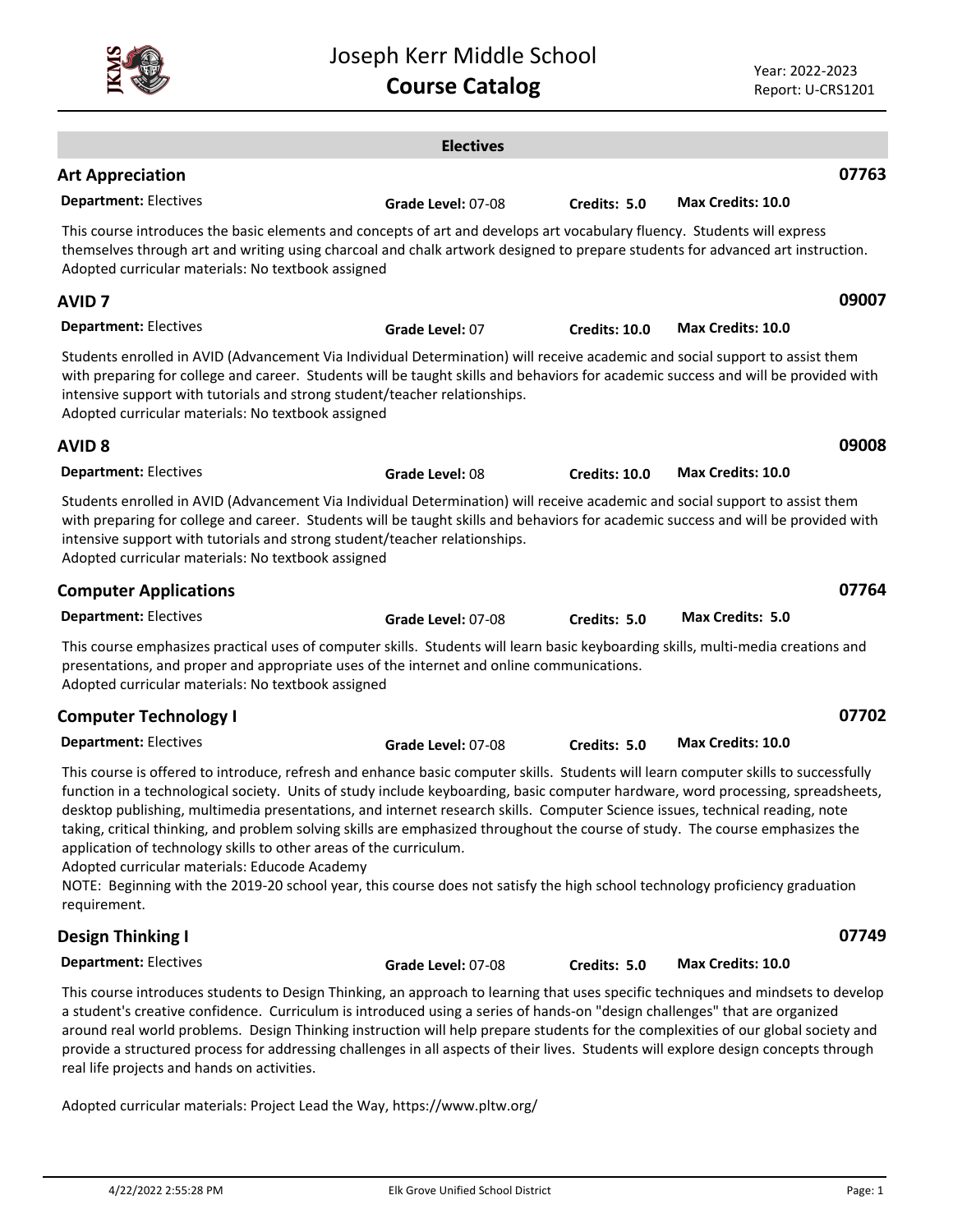# Joseph Kerr Middle School
## Course Catalog

Year: 2022-2023
Report: U-CRS1201

## Electives

### Art Appreciation — 07763

**Department:** Electives | **Grade Level:** 07-08 | **Credits:** 5.0 | **Max Credits:** 10.0

This course introduces the basic elements and concepts of art and develops art vocabulary fluency. Students will express themselves through art and writing using charcoal and chalk artwork designed to prepare students for advanced art instruction.
Adopted curricular materials: No textbook assigned

### AVID 7 — 09007

**Department:** Electives | **Grade Level:** 07 | **Credits:** 10.0 | **Max Credits:** 10.0

Students enrolled in AVID (Advancement Via Individual Determination) will receive academic and social support to assist them with preparing for college and career. Students will be taught skills and behaviors for academic success and will be provided with intensive support with tutorials and strong student/teacher relationships.
Adopted curricular materials: No textbook assigned

### AVID 8 — 09008

**Department:** Electives | **Grade Level:** 08 | **Credits:** 10.0 | **Max Credits:** 10.0

Students enrolled in AVID (Advancement Via Individual Determination) will receive academic and social support to assist them with preparing for college and career. Students will be taught skills and behaviors for academic success and will be provided with intensive support with tutorials and strong student/teacher relationships.
Adopted curricular materials: No textbook assigned

### Computer Applications — 07764

**Department:** Electives | **Grade Level:** 07-08 | **Credits:** 5.0 | **Max Credits:** 5.0

This course emphasizes practical uses of computer skills. Students will learn basic keyboarding skills, multi-media creations and presentations, and proper and appropriate uses of the internet and online communications.
Adopted curricular materials: No textbook assigned

### Computer Technology I — 07702

**Department:** Electives | **Grade Level:** 07-08 | **Credits:** 5.0 | **Max Credits:** 10.0

This course is offered to introduce, refresh and enhance basic computer skills. Students will learn computer skills to successfully function in a technological society. Units of study include keyboarding, basic computer hardware, word processing, spreadsheets, desktop publishing, multimedia presentations, and internet research skills. Computer Science issues, technical reading, note taking, critical thinking, and problem solving skills are emphasized throughout the course of study. The course emphasizes the application of technology skills to other areas of the curriculum.
Adopted curricular materials: Educode Academy
NOTE: Beginning with the 2019-20 school year, this course does not satisfy the high school technology proficiency graduation requirement.

### Design Thinking I — 07749

**Department:** Electives | **Grade Level:** 07-08 | **Credits:** 5.0 | **Max Credits:** 10.0

This course introduces students to Design Thinking, an approach to learning that uses specific techniques and mindsets to develop a student's creative confidence. Curriculum is introduced using a series of hands-on "design challenges" that are organized around real world problems. Design Thinking instruction will help prepare students for the complexities of our global society and provide a structured process for addressing challenges in all aspects of their lives. Students will explore design concepts through real life projects and hands on activities.

Adopted curricular materials: Project Lead the Way, https://www.pltw.org/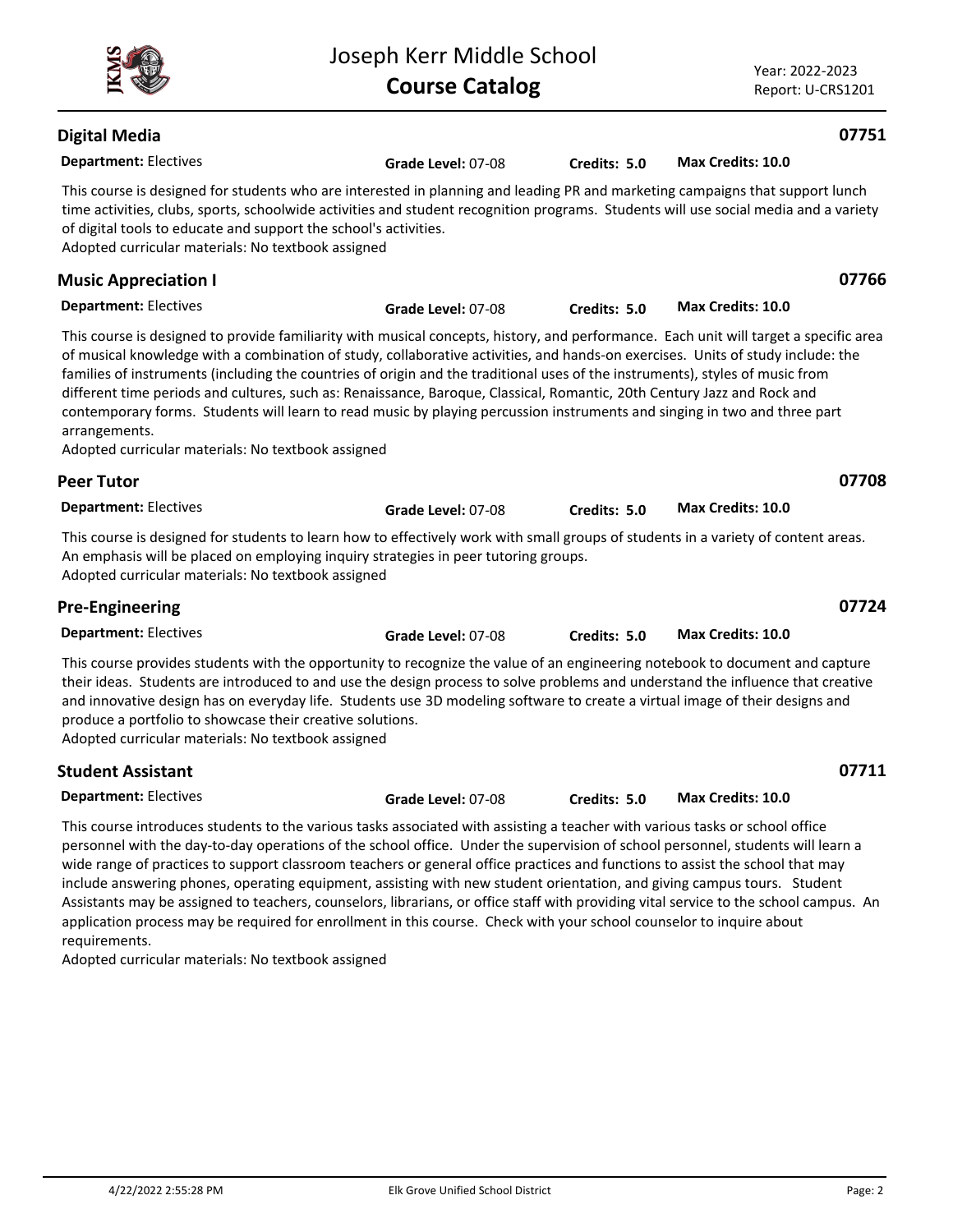## Digital Media

**07751**

**Department:** Electives **Grade Level:** 07-08 **Credits: 5.0** **Max Credits: 10.0**

This course is designed for students who are interested in planning and leading PR and marketing campaigns that support lunch time activities, clubs, sports, schoolwide activities and student recognition programs. Students will use social media and a variety of digital tools to educate and support the school's activities.
Adopted curricular materials: No textbook assigned

## Music Appreciation I

**07766**

**Department:** Electives **Grade Level:** 07-08 **Credits: 5.0** **Max Credits: 10.0**

This course is designed to provide familiarity with musical concepts, history, and performance. Each unit will target a specific area of musical knowledge with a combination of study, collaborative activities, and hands-on exercises. Units of study include: the families of instruments (including the countries of origin and the traditional uses of the instruments), styles of music from different time periods and cultures, such as: Renaissance, Baroque, Classical, Romantic, 20th Century Jazz and Rock and contemporary forms. Students will learn to read music by playing percussion instruments and singing in two and three part arrangements.
Adopted curricular materials: No textbook assigned

## Peer Tutor

**07708**

**Department:** Electives **Grade Level:** 07-08 **Credits: 5.0** **Max Credits: 10.0**

This course is designed for students to learn how to effectively work with small groups of students in a variety of content areas. An emphasis will be placed on employing inquiry strategies in peer tutoring groups.
Adopted curricular materials: No textbook assigned

## Pre-Engineering

**07724**

**Department:** Electives **Grade Level:** 07-08 **Credits: 5.0** **Max Credits: 10.0**

This course provides students with the opportunity to recognize the value of an engineering notebook to document and capture their ideas. Students are introduced to and use the design process to solve problems and understand the influence that creative and innovative design has on everyday life. Students use 3D modeling software to create a virtual image of their designs and produce a portfolio to showcase their creative solutions.
Adopted curricular materials: No textbook assigned

## Student Assistant

**07711**

**Department:** Electives **Grade Level:** 07-08 **Credits: 5.0** **Max Credits: 10.0**

This course introduces students to the various tasks associated with assisting a teacher with various tasks or school office personnel with the day-to-day operations of the school office. Under the supervision of school personnel, students will learn a wide range of practices to support classroom teachers or general office practices and functions to assist the school that may include answering phones, operating equipment, assisting with new student orientation, and giving campus tours. Student Assistants may be assigned to teachers, counselors, librarians, or office staff with providing vital service to the school campus. An application process may be required for enrollment in this course. Check with your school counselor to inquire about requirements.
Adopted curricular materials: No textbook assigned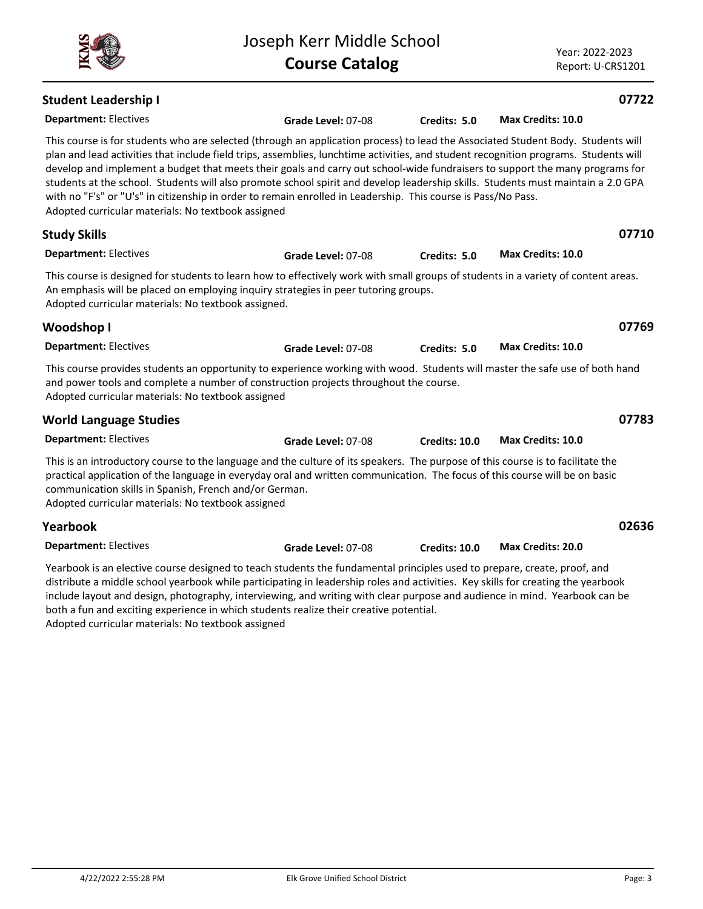## Student Leadership I — 07722

**Department:** Electives | **Grade Level:** 07-08 | **Credits:** 5.0 | **Max Credits:** 10.0

This course is for students who are selected (through an application process) to lead the Associated Student Body. Students will plan and lead activities that include field trips, assemblies, lunchtime activities, and student recognition programs. Students will develop and implement a budget that meets their goals and carry out school-wide fundraisers to support the many programs for students at the school. Students will also promote school spirit and develop leadership skills. Students must maintain a 2.0 GPA with no "F's" or "U's" in citizenship in order to remain enrolled in Leadership. This course is Pass/No Pass.
Adopted curricular materials: No textbook assigned

## Study Skills — 07710

**Department:** Electives | **Grade Level:** 07-08 | **Credits:** 5.0 | **Max Credits:** 10.0

This course is designed for students to learn how to effectively work with small groups of students in a variety of content areas. An emphasis will be placed on employing inquiry strategies in peer tutoring groups.
Adopted curricular materials: No textbook assigned.

## Woodshop I — 07769

**Department:** Electives | **Grade Level:** 07-08 | **Credits:** 5.0 | **Max Credits:** 10.0

This course provides students an opportunity to experience working with wood. Students will master the safe use of both hand and power tools and complete a number of construction projects throughout the course.
Adopted curricular materials: No textbook assigned

## World Language Studies — 07783

**Department:** Electives | **Grade Level:** 07-08 | **Credits:** 10.0 | **Max Credits:** 10.0

This is an introductory course to the language and the culture of its speakers. The purpose of this course is to facilitate the practical application of the language in everyday oral and written communication. The focus of this course will be on basic communication skills in Spanish, French and/or German.
Adopted curricular materials: No textbook assigned

## Yearbook — 02636

**Department:** Electives | **Grade Level:** 07-08 | **Credits:** 10.0 | **Max Credits:** 20.0

Yearbook is an elective course designed to teach students the fundamental principles used to prepare, create, proof, and distribute a middle school yearbook while participating in leadership roles and activities. Key skills for creating the yearbook include layout and design, photography, interviewing, and writing with clear purpose and audience in mind. Yearbook can be both a fun and exciting experience in which students realize their creative potential.
Adopted curricular materials: No textbook assigned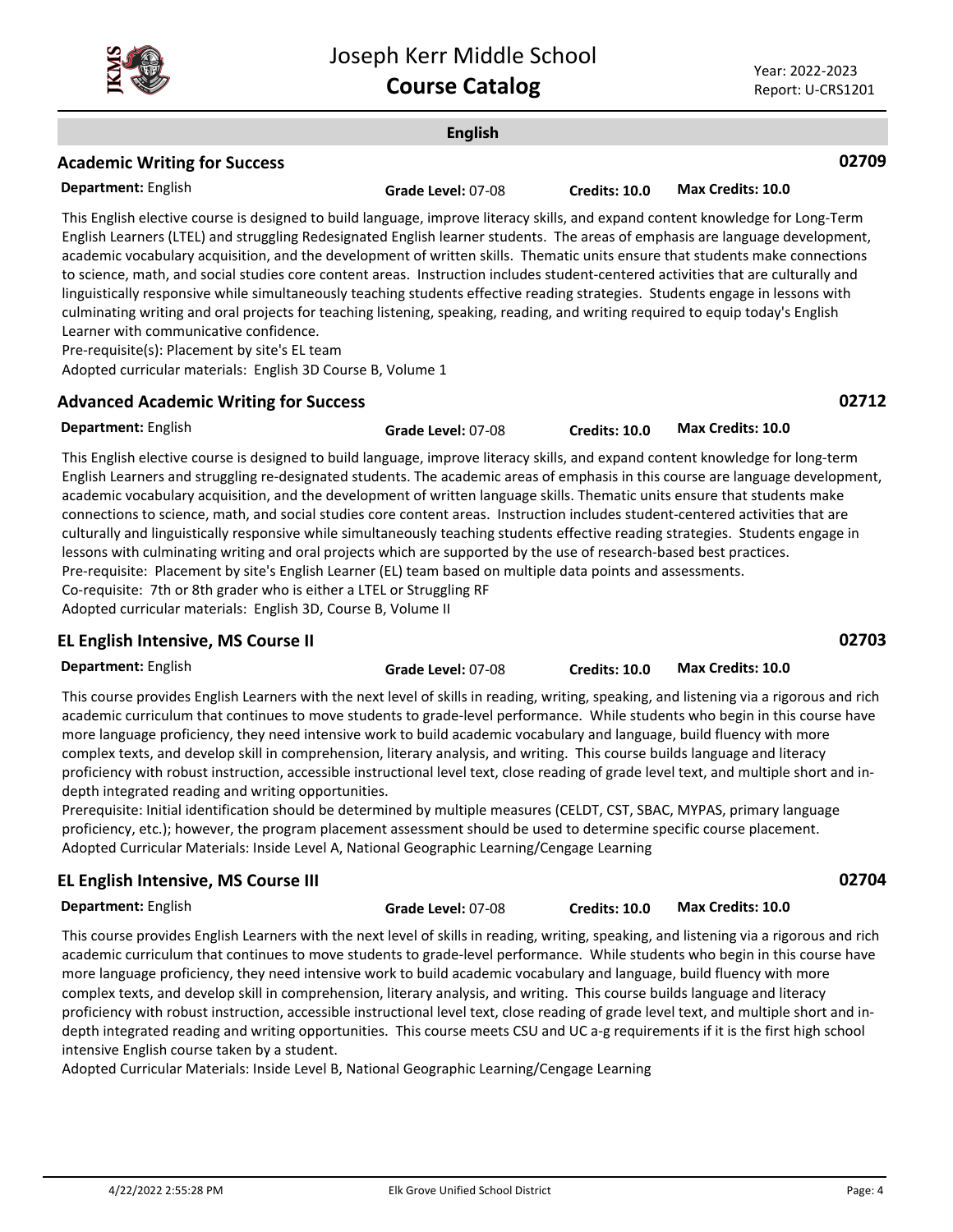## English

### Academic Writing for Success — 02709

**Department:** English | **Grade Level:** 07-08 | **Credits:** 10.0 | **Max Credits:** 10.0

This English elective course is designed to build language, improve literacy skills, and expand content knowledge for Long-Term English Learners (LTEL) and struggling Redesignated English learner students. The areas of emphasis are language development, academic vocabulary acquisition, and the development of written skills. Thematic units ensure that students make connections to science, math, and social studies core content areas. Instruction includes student-centered activities that are culturally and linguistically responsive while simultaneously teaching students effective reading strategies. Students engage in lessons with culminating writing and oral projects for teaching listening, speaking, reading, and writing required to equip today's English Learner with communicative confidence.

Pre-requisite(s): Placement by site's EL team

Adopted curricular materials: English 3D Course B, Volume 1

### Advanced Academic Writing for Success — 02712

**Department:** English | **Grade Level:** 07-08 | **Credits:** 10.0 | **Max Credits:** 10.0

This English elective course is designed to build language, improve literacy skills, and expand content knowledge for long-term English Learners and struggling re-designated students. The academic areas of emphasis in this course are language development, academic vocabulary acquisition, and the development of written language skills. Thematic units ensure that students make connections to science, math, and social studies core content areas. Instruction includes student-centered activities that are culturally and linguistically responsive while simultaneously teaching students effective reading strategies. Students engage in lessons with culminating writing and oral projects which are supported by the use of research-based best practices.

Pre-requisite: Placement by site's English Learner (EL) team based on multiple data points and assessments.

Co-requisite: 7th or 8th grader who is either a LTEL or Struggling RF

Adopted curricular materials: English 3D, Course B, Volume II

### EL English Intensive, MS Course II — 02703

**Department:** English | **Grade Level:** 07-08 | **Credits:** 10.0 | **Max Credits:** 10.0

This course provides English Learners with the next level of skills in reading, writing, speaking, and listening via a rigorous and rich academic curriculum that continues to move students to grade-level performance. While students who begin in this course have more language proficiency, they need intensive work to build academic vocabulary and language, build fluency with more complex texts, and develop skill in comprehension, literary analysis, and writing. This course builds language and literacy proficiency with robust instruction, accessible instructional level text, close reading of grade level text, and multiple short and in-depth integrated reading and writing opportunities.

Prerequisite: Initial identification should be determined by multiple measures (CELDT, CST, SBAC, MYPAS, primary language proficiency, etc.); however, the program placement assessment should be used to determine specific course placement.

Adopted Curricular Materials: Inside Level A, National Geographic Learning/Cengage Learning

### EL English Intensive, MS Course III — 02704

**Department:** English | **Grade Level:** 07-08 | **Credits:** 10.0 | **Max Credits:** 10.0

This course provides English Learners with the next level of skills in reading, writing, speaking, and listening via a rigorous and rich academic curriculum that continues to move students to grade-level performance. While students who begin in this course have more language proficiency, they need intensive work to build academic vocabulary and language, build fluency with more complex texts, and develop skill in comprehension, literary analysis, and writing. This course builds language and literacy proficiency with robust instruction, accessible instructional level text, close reading of grade level text, and multiple short and in-depth integrated reading and writing opportunities. This course meets CSU and UC a-g requirements if it is the first high school intensive English course taken by a student.

Adopted Curricular Materials: Inside Level B, National Geographic Learning/Cengage Learning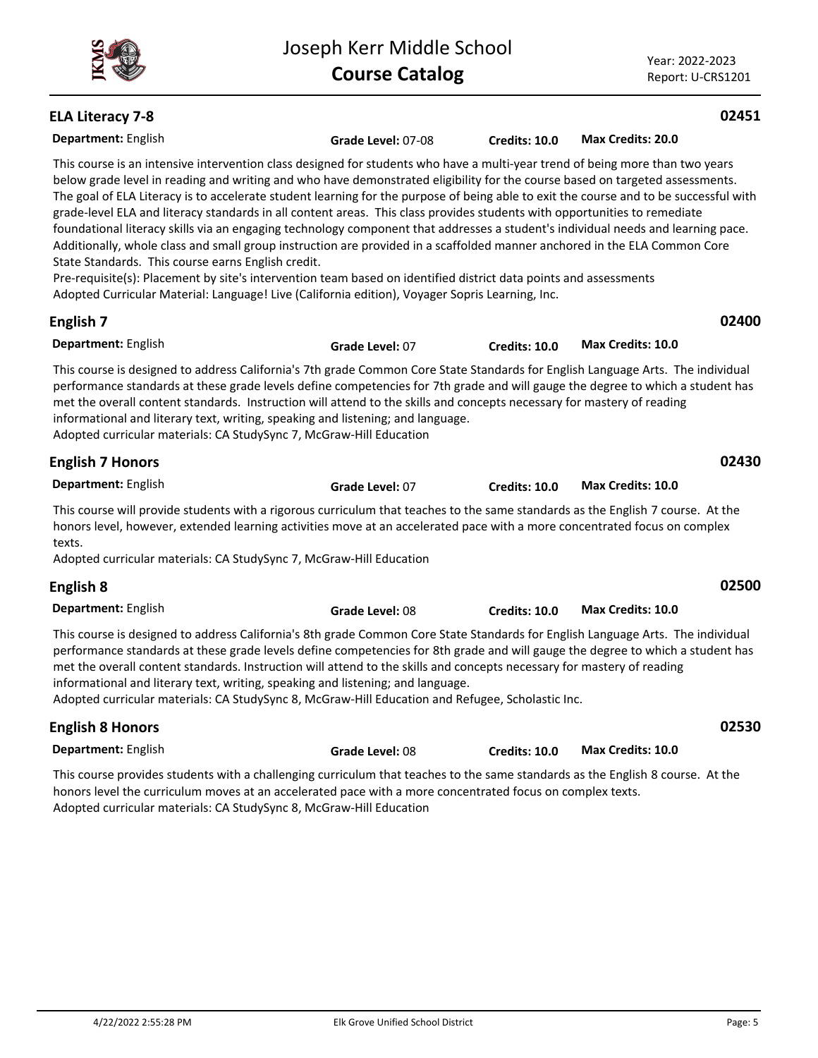## ELA Literacy 7-8 — 02451

**Department:** English | **Grade Level:** 07-08 | **Credits: 10.0** | **Max Credits: 20.0**

This course is an intensive intervention class designed for students who have a multi-year trend of being more than two years below grade level in reading and writing and who have demonstrated eligibility for the course based on targeted assessments. The goal of ELA Literacy is to accelerate student learning for the purpose of being able to exit the course and to be successful with grade-level ELA and literacy standards in all content areas. This class provides students with opportunities to remediate foundational literacy skills via an engaging technology component that addresses a student's individual needs and learning pace. Additionally, whole class and small group instruction are provided in a scaffolded manner anchored in the ELA Common Core State Standards. This course earns English credit.
Pre-requisite(s): Placement by site's intervention team based on identified district data points and assessments
Adopted Curricular Material: Language! Live (California edition), Voyager Sopris Learning, Inc.

## English 7 — 02400

**Department:** English | **Grade Level:** 07 | **Credits: 10.0** | **Max Credits: 10.0**

This course is designed to address California's 7th grade Common Core State Standards for English Language Arts. The individual performance standards at these grade levels define competencies for 7th grade and will gauge the degree to which a student has met the overall content standards. Instruction will attend to the skills and concepts necessary for mastery of reading informational and literary text, writing, speaking and listening; and language.
Adopted curricular materials: CA StudySync 7, McGraw-Hill Education

## English 7 Honors — 02430

**Department:** English | **Grade Level:** 07 | **Credits: 10.0** | **Max Credits: 10.0**

This course will provide students with a rigorous curriculum that teaches to the same standards as the English 7 course. At the honors level, however, extended learning activities move at an accelerated pace with a more concentrated focus on complex texts.
Adopted curricular materials: CA StudySync 7, McGraw-Hill Education

## English 8 — 02500

**Department:** English | **Grade Level:** 08 | **Credits: 10.0** | **Max Credits: 10.0**

This course is designed to address California's 8th grade Common Core State Standards for English Language Arts. The individual performance standards at these grade levels define competencies for 8th grade and will gauge the degree to which a student has met the overall content standards. Instruction will attend to the skills and concepts necessary for mastery of reading informational and literary text, writing, speaking and listening; and language.
Adopted curricular materials: CA StudySync 8, McGraw-Hill Education and Refugee, Scholastic Inc.

## English 8 Honors — 02530

**Department:** English | **Grade Level:** 08 | **Credits: 10.0** | **Max Credits: 10.0**

This course provides students with a challenging curriculum that teaches to the same standards as the English 8 course. At the honors level the curriculum moves at an accelerated pace with a more concentrated focus on complex texts.
Adopted curricular materials: CA StudySync 8, McGraw-Hill Education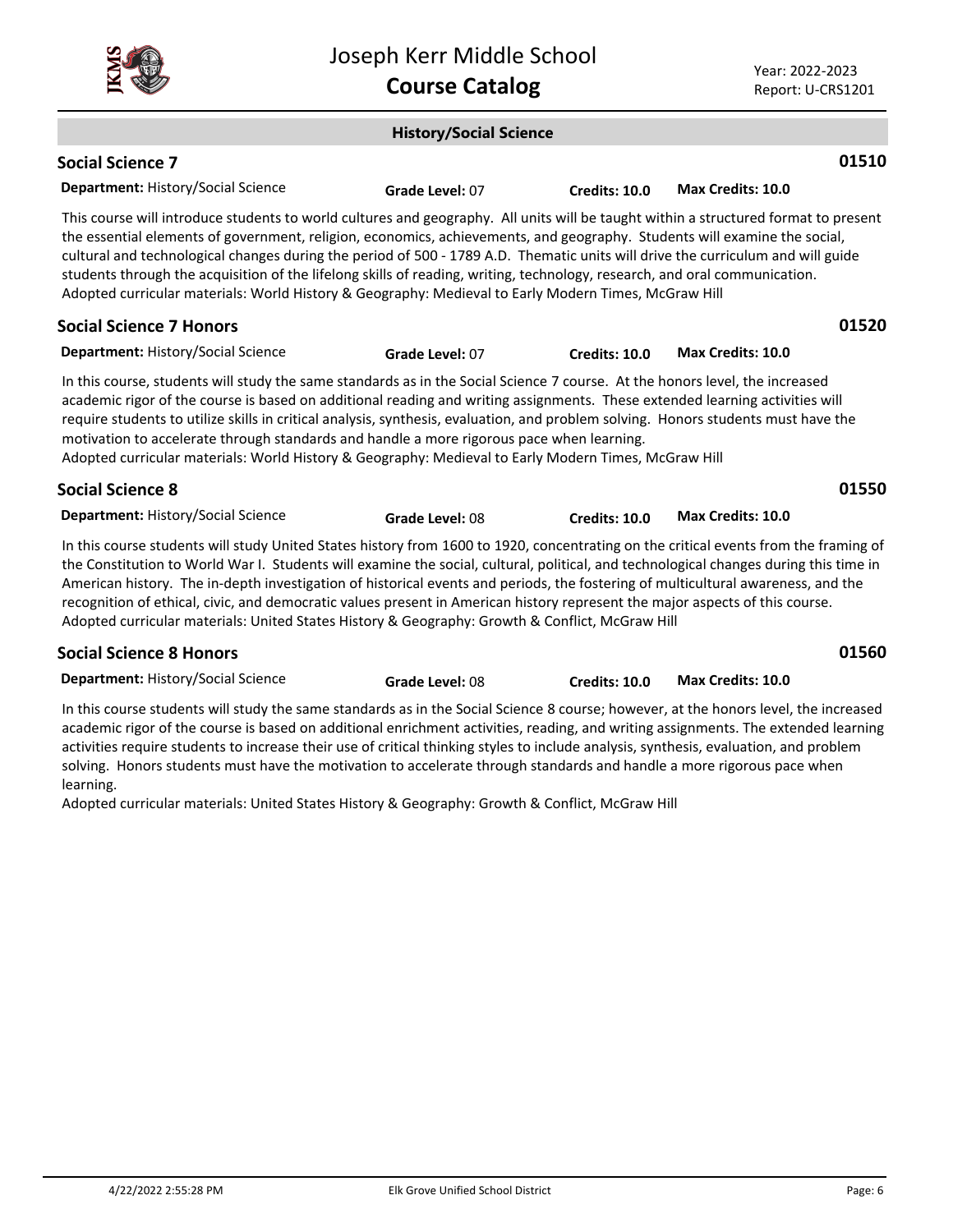## History/Social Science

### Social Science 7 — 01510

**Department:** History/Social Science **Grade Level:** 07 **Credits: 10.0** **Max Credits: 10.0**

This course will introduce students to world cultures and geography. All units will be taught within a structured format to present the essential elements of government, religion, economics, achievements, and geography. Students will examine the social, cultural and technological changes during the period of 500 - 1789 A.D. Thematic units will drive the curriculum and will guide students through the acquisition of the lifelong skills of reading, writing, technology, research, and oral communication.
Adopted curricular materials: World History & Geography: Medieval to Early Modern Times, McGraw Hill

### Social Science 7 Honors — 01520

**Department:** History/Social Science **Grade Level:** 07 **Credits: 10.0** **Max Credits: 10.0**

In this course, students will study the same standards as in the Social Science 7 course. At the honors level, the increased academic rigor of the course is based on additional reading and writing assignments. These extended learning activities will require students to utilize skills in critical analysis, synthesis, evaluation, and problem solving. Honors students must have the motivation to accelerate through standards and handle a more rigorous pace when learning.
Adopted curricular materials: World History & Geography: Medieval to Early Modern Times, McGraw Hill

### Social Science 8 — 01550

**Department:** History/Social Science **Grade Level:** 08 **Credits: 10.0** **Max Credits: 10.0**

In this course students will study United States history from 1600 to 1920, concentrating on the critical events from the framing of the Constitution to World War I. Students will examine the social, cultural, political, and technological changes during this time in American history. The in-depth investigation of historical events and periods, the fostering of multicultural awareness, and the recognition of ethical, civic, and democratic values present in American history represent the major aspects of this course.
Adopted curricular materials: United States History & Geography: Growth & Conflict, McGraw Hill

### Social Science 8 Honors — 01560

**Department:** History/Social Science **Grade Level:** 08 **Credits: 10.0** **Max Credits: 10.0**

In this course students will study the same standards as in the Social Science 8 course; however, at the honors level, the increased academic rigor of the course is based on additional enrichment activities, reading, and writing assignments. The extended learning activities require students to increase their use of critical thinking styles to include analysis, synthesis, evaluation, and problem solving. Honors students must have the motivation to accelerate through standards and handle a more rigorous pace when learning.
Adopted curricular materials: United States History & Geography: Growth & Conflict, McGraw Hill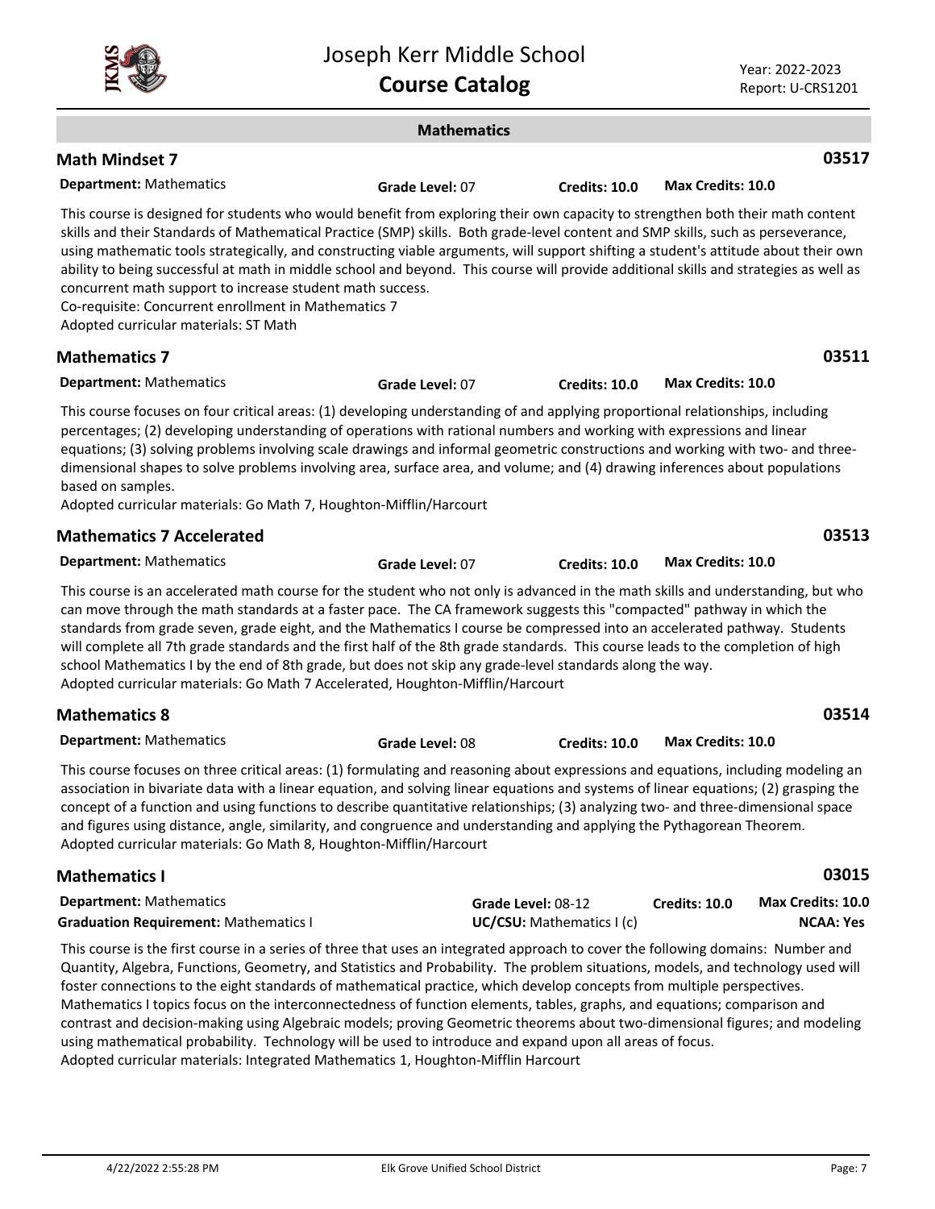## Mathematics

### Math Mindset 7 — 03517

**Department:** Mathematics  **Grade Level:** 07  **Credits: 10.0**  **Max Credits: 10.0**

This course is designed for students who would benefit from exploring their own capacity to strengthen both their math content skills and their Standards of Mathematical Practice (SMP) skills. Both grade-level content and SMP skills, such as perseverance, using mathematic tools strategically, and constructing viable arguments, will support shifting a student's attitude about their own ability to being successful at math in middle school and beyond. This course will provide additional skills and strategies as well as concurrent math support to increase student math success.
Co-requisite: Concurrent enrollment in Mathematics 7
Adopted curricular materials: ST Math

### Mathematics 7 — 03511

**Department:** Mathematics  **Grade Level:** 07  **Credits: 10.0**  **Max Credits: 10.0**

This course focuses on four critical areas: (1) developing understanding of and applying proportional relationships, including percentages; (2) developing understanding of operations with rational numbers and working with expressions and linear equations; (3) solving problems involving scale drawings and informal geometric constructions and working with two- and three-dimensional shapes to solve problems involving area, surface area, and volume; and (4) drawing inferences about populations based on samples.
Adopted curricular materials: Go Math 7, Houghton-Mifflin/Harcourt

### Mathematics 7 Accelerated — 03513

**Department:** Mathematics  **Grade Level:** 07  **Credits: 10.0**  **Max Credits: 10.0**

This course is an accelerated math course for the student who not only is advanced in the math skills and understanding, but who can move through the math standards at a faster pace. The CA framework suggests this "compacted" pathway in which the standards from grade seven, grade eight, and the Mathematics I course be compressed into an accelerated pathway. Students will complete all 7th grade standards and the first half of the 8th grade standards. This course leads to the completion of high school Mathematics I by the end of 8th grade, but does not skip any grade-level standards along the way.
Adopted curricular materials: Go Math 7 Accelerated, Houghton-Mifflin/Harcourt

### Mathematics 8 — 03514

**Department:** Mathematics  **Grade Level:** 08  **Credits: 10.0**  **Max Credits: 10.0**

This course focuses on three critical areas: (1) formulating and reasoning about expressions and equations, including modeling an association in bivariate data with a linear equation, and solving linear equations and systems of linear equations; (2) grasping the concept of a function and using functions to describe quantitative relationships; (3) analyzing two- and three-dimensional space and figures using distance, angle, similarity, and congruence and understanding and applying the Pythagorean Theorem.
Adopted curricular materials: Go Math 8, Houghton-Mifflin/Harcourt

### Mathematics I — 03015

**Department:** Mathematics  **Grade Level:** 08-12  **Credits: 10.0**  **Max Credits: 10.0**
**Graduation Requirement:** Mathematics I  **UC/CSU:** Mathematics I (c)  **NCAA: Yes**

This course is the first course in a series of three that uses an integrated approach to cover the following domains: Number and Quantity, Algebra, Functions, Geometry, and Statistics and Probability. The problem situations, models, and technology used will foster connections to the eight standards of mathematical practice, which develop concepts from multiple perspectives. Mathematics I topics focus on the interconnectedness of function elements, tables, graphs, and equations; comparison and contrast and decision-making using Algebraic models; proving Geometric theorems about two-dimensional figures; and modeling using mathematical probability. Technology will be used to introduce and expand upon all areas of focus.
Adopted curricular materials: Integrated Mathematics 1, Houghton-Mifflin Harcourt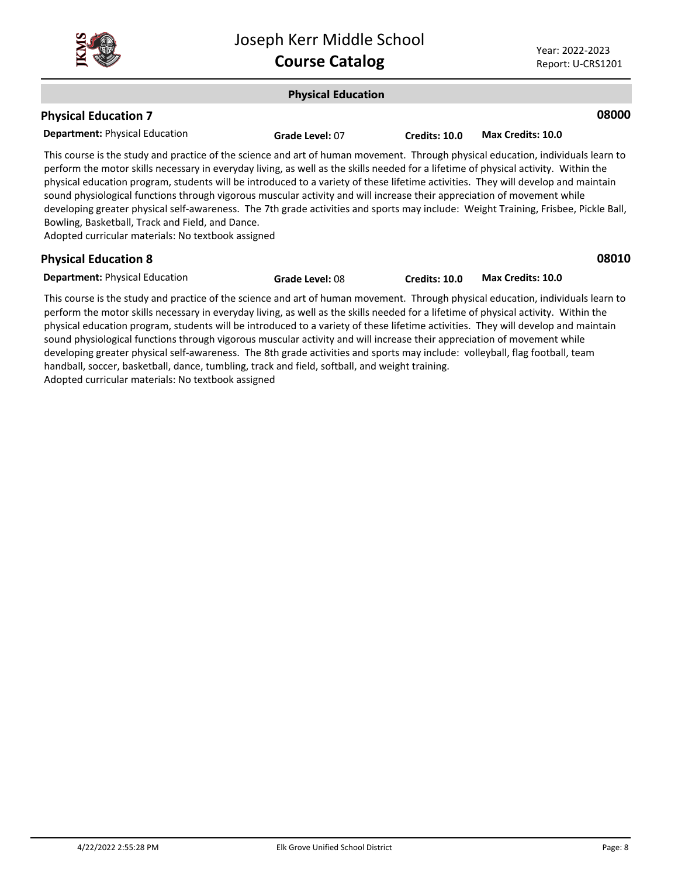## Physical Education

### Physical Education 7 — 08000

**Department:** Physical Education **Grade Level:** 07 **Credits: 10.0** **Max Credits: 10.0**

This course is the study and practice of the science and art of human movement. Through physical education, individuals learn to perform the motor skills necessary in everyday living, as well as the skills needed for a lifetime of physical activity. Within the physical education program, students will be introduced to a variety of these lifetime activities. They will develop and maintain sound physiological functions through vigorous muscular activity and will increase their appreciation of movement while developing greater physical self-awareness. The 7th grade activities and sports may include: Weight Training, Frisbee, Pickle Ball, Bowling, Basketball, Track and Field, and Dance.
Adopted curricular materials: No textbook assigned

### Physical Education 8 — 08010

**Department:** Physical Education **Grade Level:** 08 **Credits: 10.0** **Max Credits: 10.0**

This course is the study and practice of the science and art of human movement. Through physical education, individuals learn to perform the motor skills necessary in everyday living, as well as the skills needed for a lifetime of physical activity. Within the physical education program, students will be introduced to a variety of these lifetime activities. They will develop and maintain sound physiological functions through vigorous muscular activity and will increase their appreciation of movement while developing greater physical self-awareness. The 8th grade activities and sports may include: volleyball, flag football, team handball, soccer, basketball, dance, tumbling, track and field, softball, and weight training.
Adopted curricular materials: No textbook assigned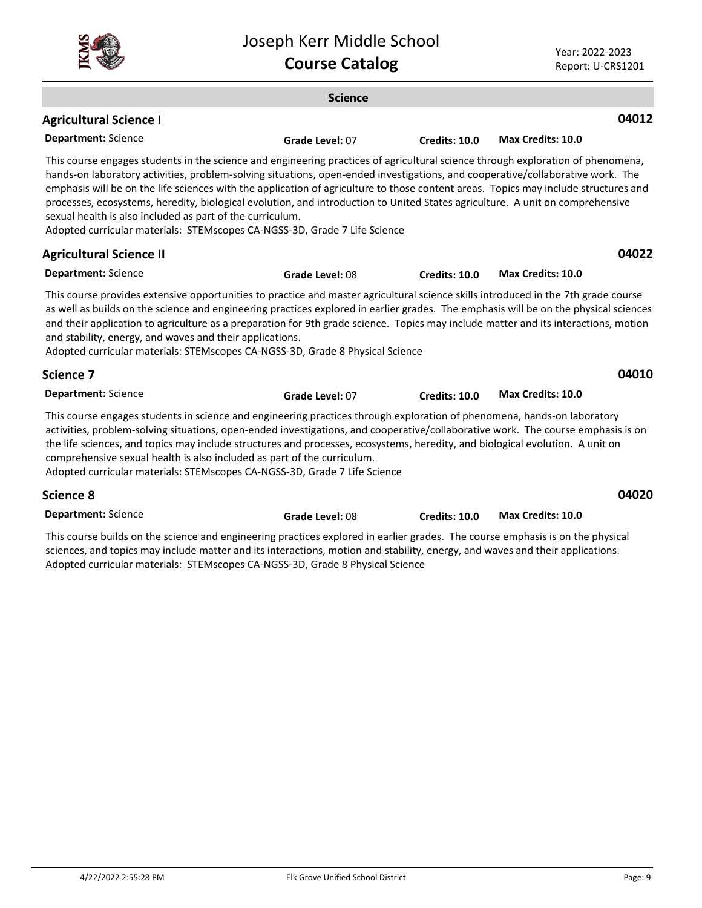## Science

### Agricultural Science I

**04012**

**Department:** Science **Grade Level:** 07 **Credits: 10.0** **Max Credits: 10.0**

This course engages students in the science and engineering practices of agricultural science through exploration of phenomena, hands-on laboratory activities, problem-solving situations, open-ended investigations, and cooperative/collaborative work. The emphasis will be on the life sciences with the application of agriculture to those content areas. Topics may include structures and processes, ecosystems, heredity, biological evolution, and introduction to United States agriculture. A unit on comprehensive sexual health is also included as part of the curriculum.
Adopted curricular materials: STEMscopes CA-NGSS-3D, Grade 7 Life Science

### Agricultural Science II

**04022**

**Department:** Science **Grade Level:** 08 **Credits: 10.0** **Max Credits: 10.0**

This course provides extensive opportunities to practice and master agricultural science skills introduced in the 7th grade course as well as builds on the science and engineering practices explored in earlier grades. The emphasis will be on the physical sciences and their application to agriculture as a preparation for 9th grade science. Topics may include matter and its interactions, motion and stability, energy, and waves and their applications.
Adopted curricular materials: STEMscopes CA-NGSS-3D, Grade 8 Physical Science

### Science 7

**04010**

**Department:** Science **Grade Level:** 07 **Credits: 10.0** **Max Credits: 10.0**

This course engages students in science and engineering practices through exploration of phenomena, hands-on laboratory activities, problem-solving situations, open-ended investigations, and cooperative/collaborative work. The course emphasis is on the life sciences, and topics may include structures and processes, ecosystems, heredity, and biological evolution. A unit on comprehensive sexual health is also included as part of the curriculum.
Adopted curricular materials: STEMscopes CA-NGSS-3D, Grade 7 Life Science

### Science 8

**04020**

**Department:** Science **Grade Level:** 08 **Credits: 10.0** **Max Credits: 10.0**

This course builds on the science and engineering practices explored in earlier grades. The course emphasis is on the physical sciences, and topics may include matter and its interactions, motion and stability, energy, and waves and their applications.
Adopted curricular materials: STEMscopes CA-NGSS-3D, Grade 8 Physical Science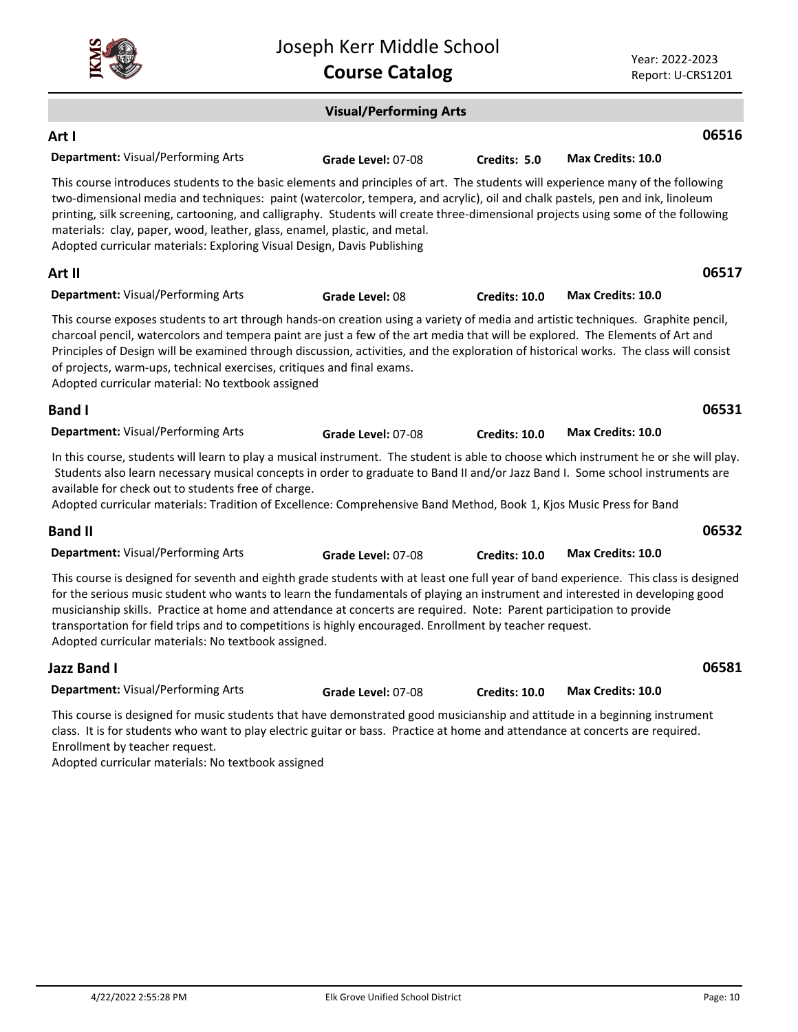## Visual/Performing Arts

### Art I — 06516

**Department:** Visual/Performing Arts **Grade Level:** 07-08 **Credits: 5.0** **Max Credits: 10.0**

This course introduces students to the basic elements and principles of art. The students will experience many of the following two-dimensional media and techniques: paint (watercolor, tempera, and acrylic), oil and chalk pastels, pen and ink, linoleum printing, silk screening, cartooning, and calligraphy. Students will create three-dimensional projects using some of the following materials: clay, paper, wood, leather, glass, enamel, plastic, and metal.
Adopted curricular materials: Exploring Visual Design, Davis Publishing

### Art II — 06517

**Department:** Visual/Performing Arts **Grade Level:** 08 **Credits: 10.0** **Max Credits: 10.0**

This course exposes students to art through hands-on creation using a variety of media and artistic techniques. Graphite pencil, charcoal pencil, watercolors and tempera paint are just a few of the art media that will be explored. The Elements of Art and Principles of Design will be examined through discussion, activities, and the exploration of historical works. The class will consist of projects, warm-ups, technical exercises, critiques and final exams.
Adopted curricular material: No textbook assigned

### Band I — 06531

**Department:** Visual/Performing Arts **Grade Level:** 07-08 **Credits: 10.0** **Max Credits: 10.0**

In this course, students will learn to play a musical instrument. The student is able to choose which instrument he or she will play. Students also learn necessary musical concepts in order to graduate to Band II and/or Jazz Band I. Some school instruments are available for check out to students free of charge.
Adopted curricular materials: Tradition of Excellence: Comprehensive Band Method, Book 1, Kjos Music Press for Band

### Band II — 06532

**Department:** Visual/Performing Arts **Grade Level:** 07-08 **Credits: 10.0** **Max Credits: 10.0**

This course is designed for seventh and eighth grade students with at least one full year of band experience. This class is designed for the serious music student who wants to learn the fundamentals of playing an instrument and interested in developing good musicianship skills. Practice at home and attendance at concerts are required. Note: Parent participation to provide transportation for field trips and to competitions is highly encouraged. Enrollment by teacher request.
Adopted curricular materials: No textbook assigned.

### Jazz Band I — 06581

**Department:** Visual/Performing Arts **Grade Level:** 07-08 **Credits: 10.0** **Max Credits: 10.0**

This course is designed for music students that have demonstrated good musicianship and attitude in a beginning instrument class. It is for students who want to play electric guitar or bass. Practice at home and attendance at concerts are required. Enrollment by teacher request.
Adopted curricular materials: No textbook assigned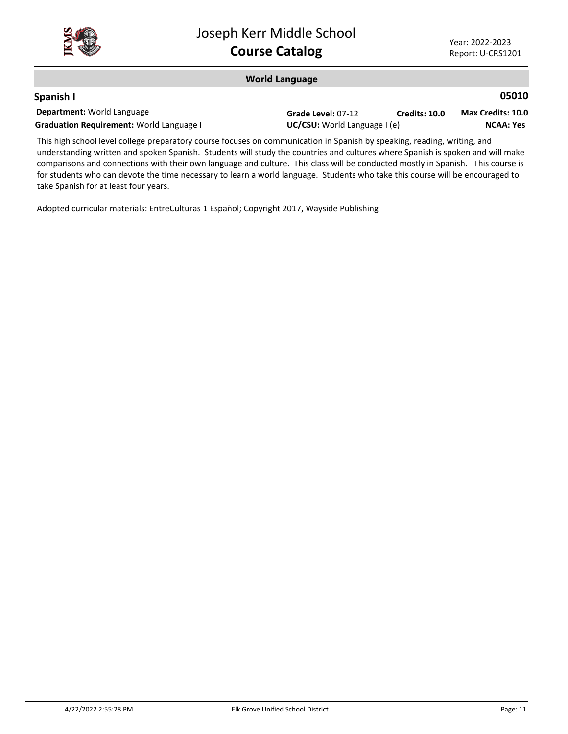## World Language

### Spanish I

**05010**

**Department:** World Language
**Grade Level:** 07-12
**Credits: 10.0**
**Max Credits: 10.0**
**Graduation Requirement:** World Language I
**UC/CSU:** World Language I (e)
**NCAA: Yes**

This high school level college preparatory course focuses on communication in Spanish by speaking, reading, writing, and understanding written and spoken Spanish. Students will study the countries and cultures where Spanish is spoken and will make comparisons and connections with their own language and culture. This class will be conducted mostly in Spanish. This course is for students who can devote the time necessary to learn a world language. Students who take this course will be encouraged to take Spanish for at least four years.

Adopted curricular materials: EntreCulturas 1 Español; Copyright 2017, Wayside Publishing